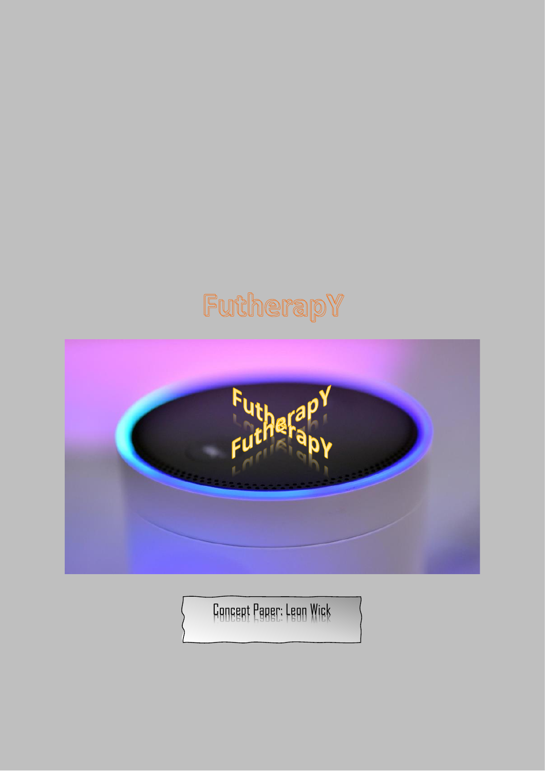# FutherapY

Concept Paper: Leon Wick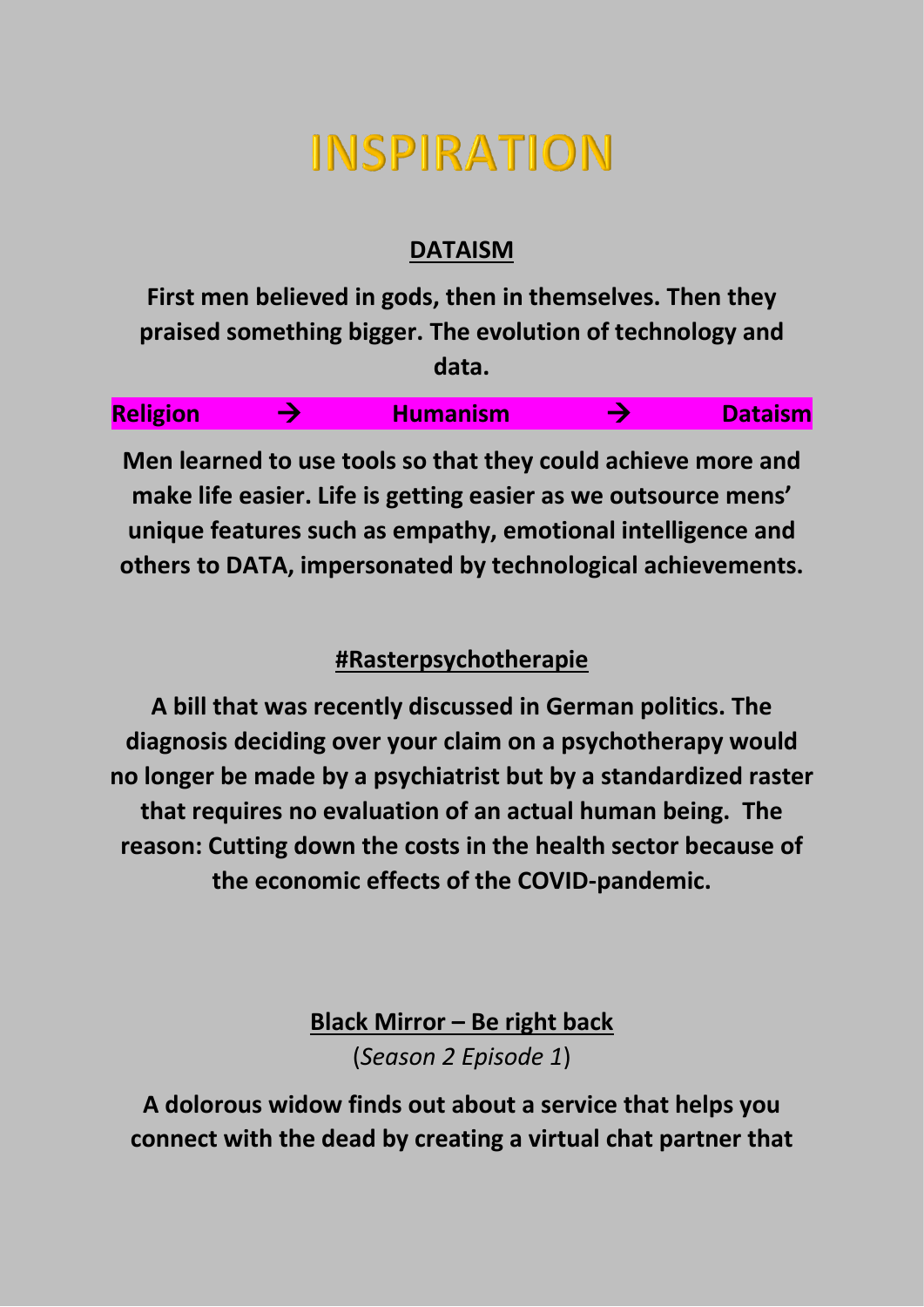# INSPIRATION

## DATAISM

**First men believed in gods, then in themselves. Then they praised something bigger. The evolution of technology and data.**

**Religion → Humanism → Dataism**

**Men learned to use tools so that they could achieve more and make life easier. Life is getting easier as we outsource mens' unique features such as empathy, emotional intelligence and others to DATA, impersonated by technological achievements.**

## #Rasterpsychotherapie

**A bill that was recently discussed in German politics. The diagnosis deciding over your claim on a psychotherapy would no longer be made by a psychiatrist but by a standardized raster that requires no evaluation of an actual human being. The reason: Cutting down the costs in the health sector because of the economic effects of the COVID-pandemic.**

## Black Mirror – Be right back

(*Season 2 Episode 1*)

**A dolorous widow finds out about a service that helps you connect with the dead by creating a virtual chat partner that**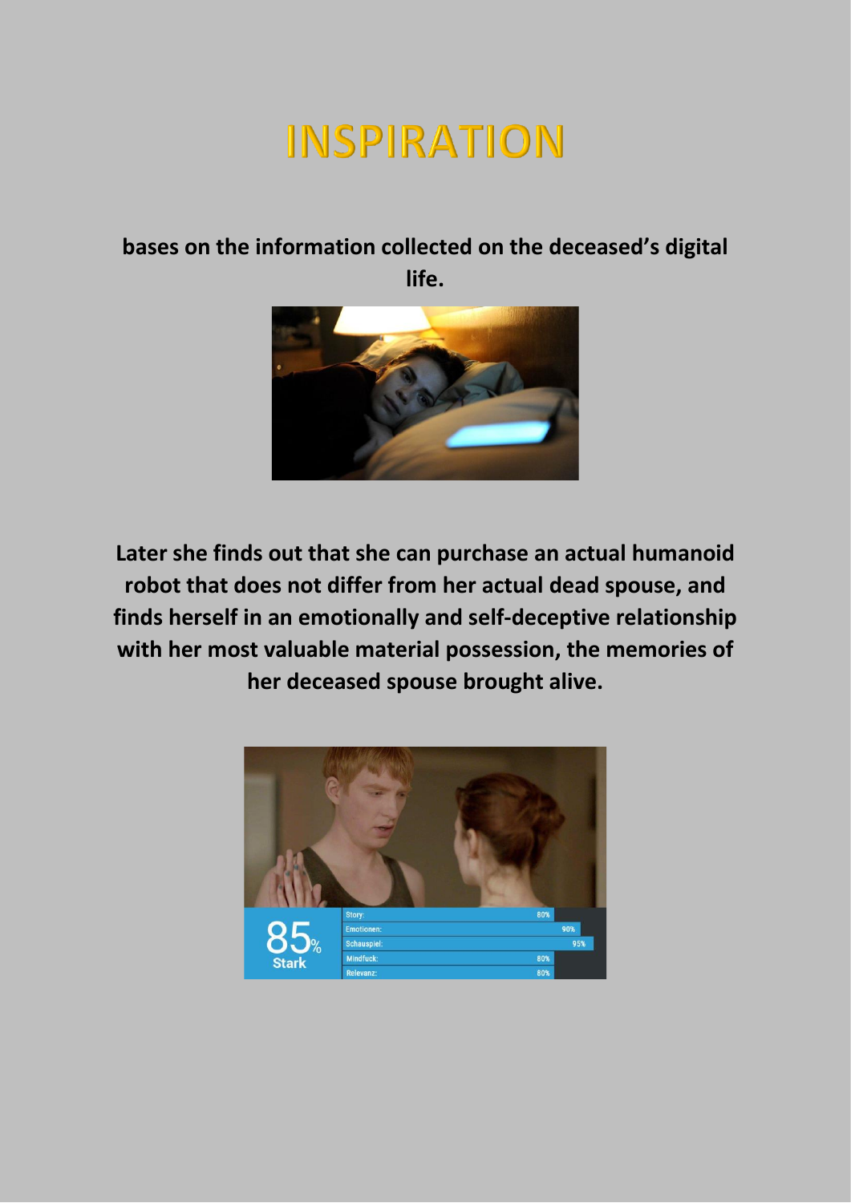# INSPIRATION

**bases on the information collected on the deceased's digital life.**

**Later she finds out that she can purchase an actual humanoid robot that does not differ from her actual dead spouse, and finds herself in an emotionally and self-deceptive relationship with her most valuable material possession, the memories of her deceased spouse brought alive.**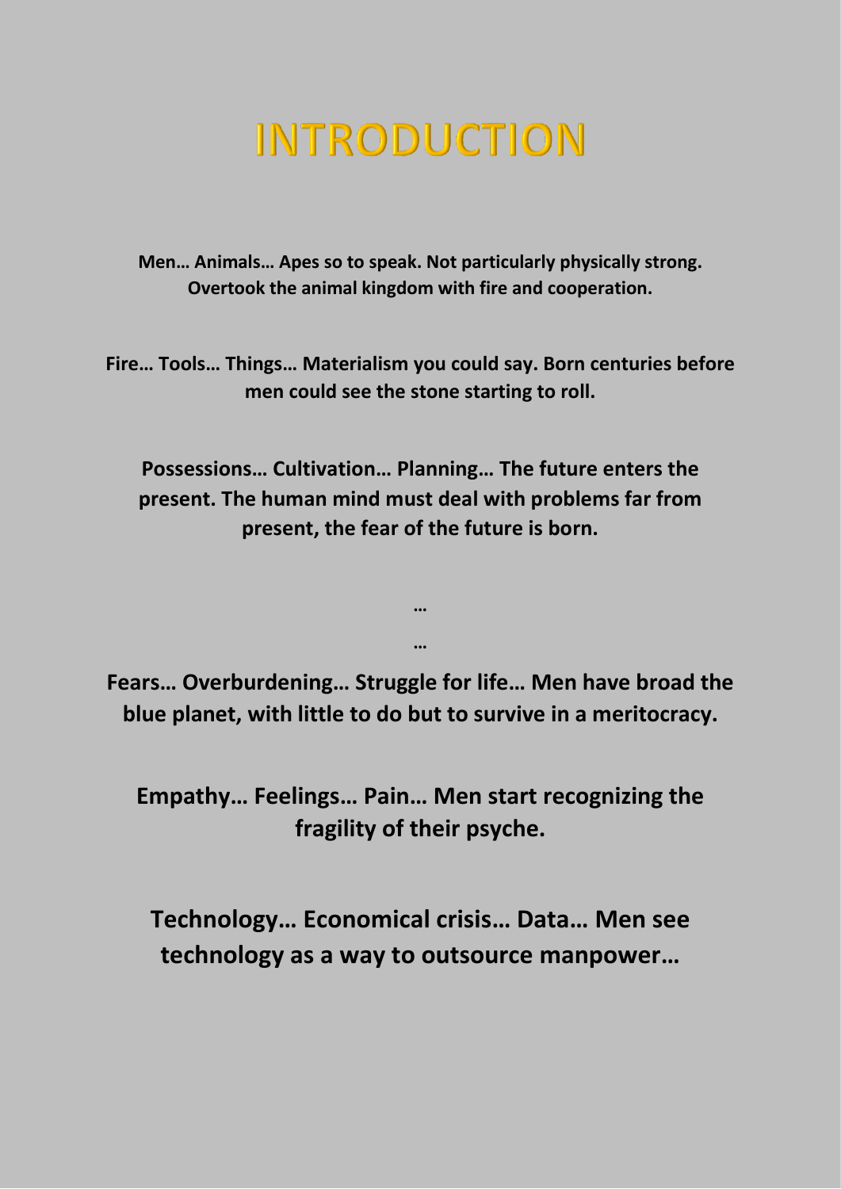# INTRODUCTION

**Men… Animals… Apes so to speak. Not particularly physically strong. Overtook the animal kingdom with fire and cooperation.**

**Fire… Tools… Things… Materialism you could say. Born centuries before men could see the stone starting to roll.**

**Possessions… Cultivation… Planning… The future enters the present. The human mind must deal with problems far from present, the fear of the future is born.**

**…**

**…**

**Fears… Overburdening… Struggle for life… Men have broad the blue planet, with little to do but to survive in a meritocracy.**

**Empathy… Feelings… Pain… Men start recognizing the fragility of their psyche.**

**Technology… Economical crisis… Data… Men see technology as a way to outsource manpower…**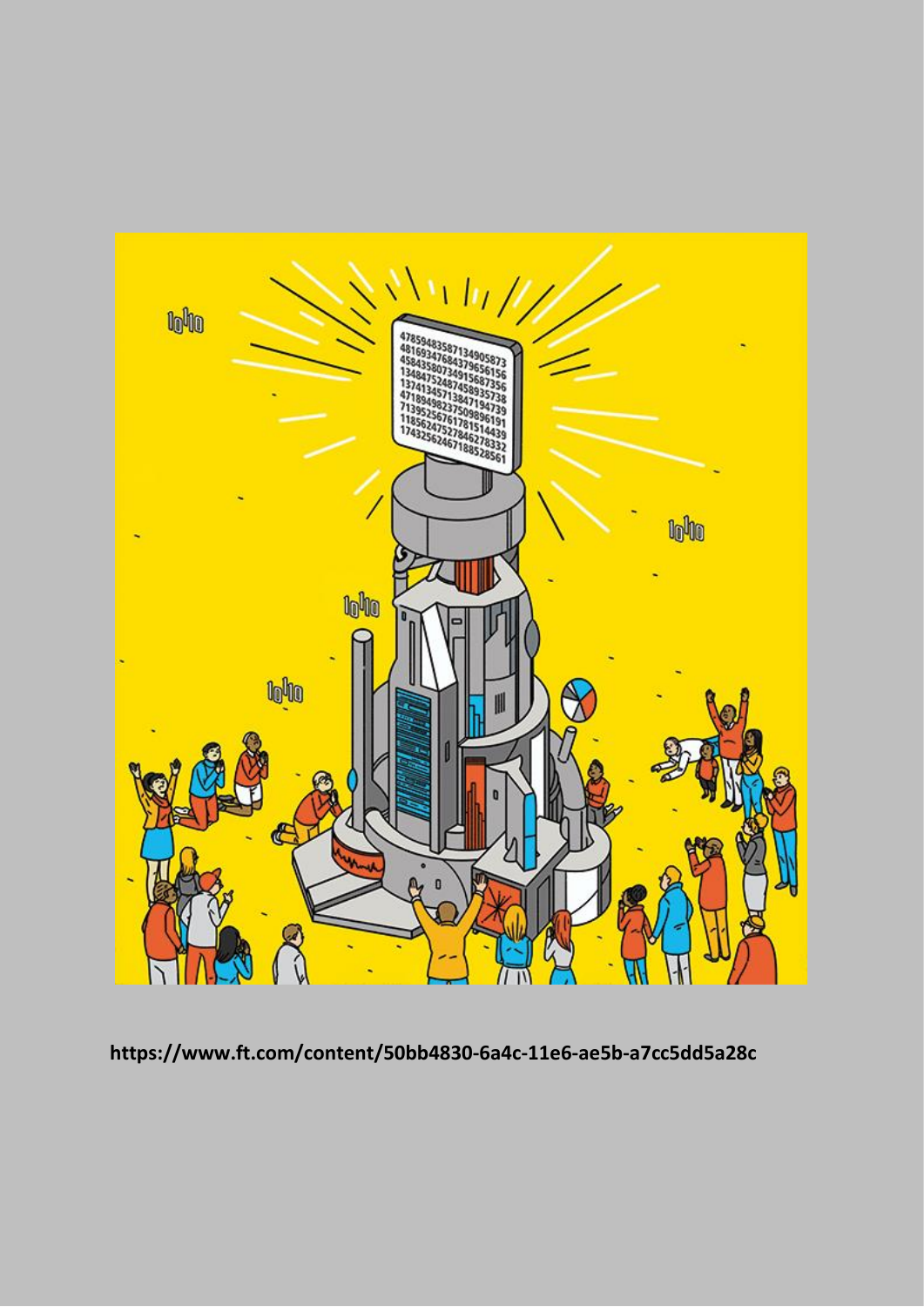https://www.ft.com/content/50bb4830-6a4c-11e6-ae5b-a7cc5dd5a28c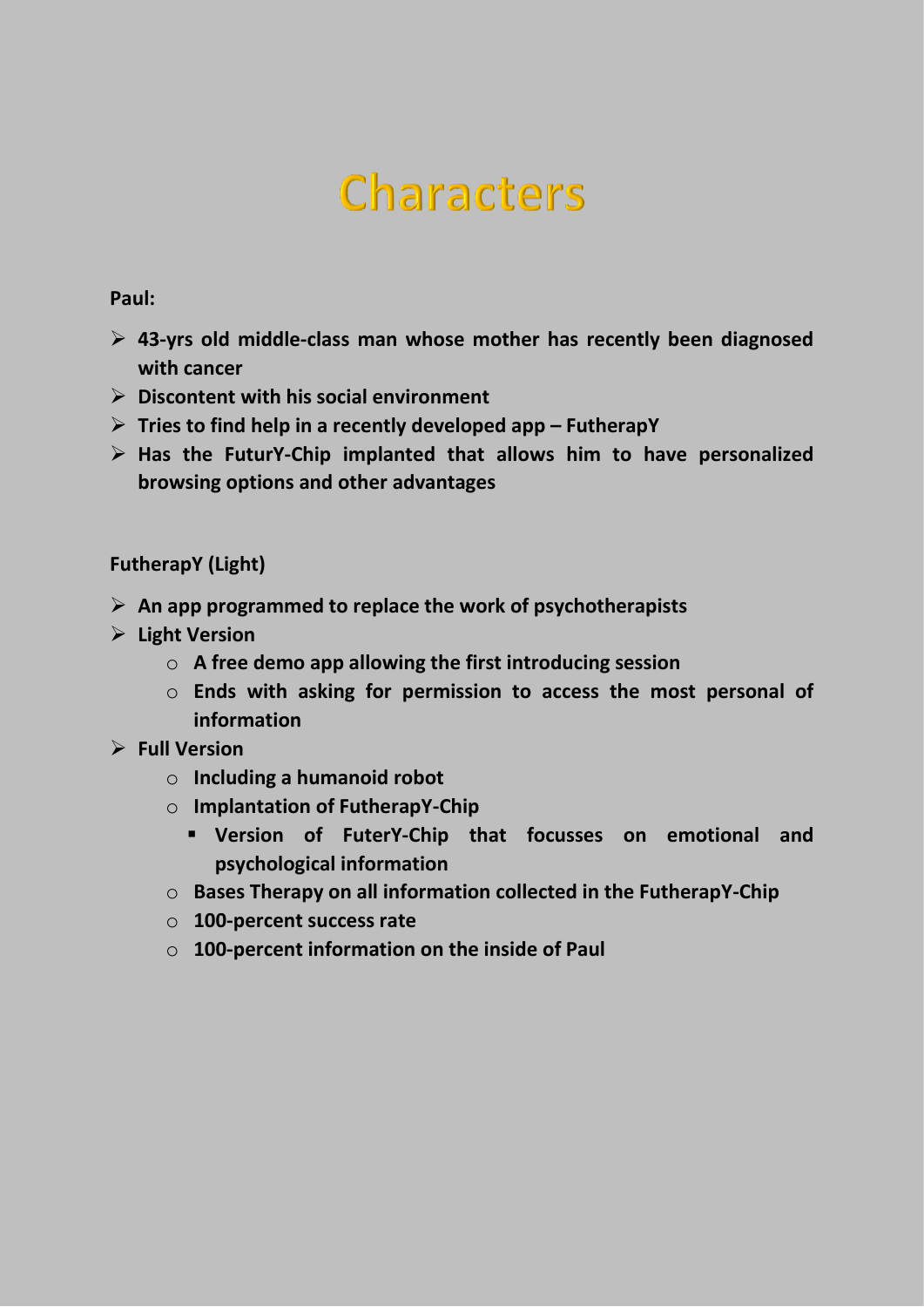# Characters

**Paul:**

- **43-yrs old middle-class man whose mother has recently been diagnosed with cancer**
- **Discontent with his social environment**
- **Tries to find help in a recently developed app – FutherapY**
- **Has the FuturY-Chip implanted that allows him to have personalized browsing options and other advantages**

**FutherapY (Light)**

- **An app programmed to replace the work of psychotherapists**
- **Light Version**
  - **A free demo app allowing the first introducing session**
  - **Ends with asking for permission to access the most personal of information**
- **Full Version**
  - **Including a humanoid robot**
  - **Implantation of FutherapY-Chip**
    - **Version of FuterY-Chip that focusses on emotional and psychological information**
  - **Bases Therapy on all information collected in the FutherapY-Chip**
  - **100-percent success rate**
  - **100-percent information on the inside of Paul**